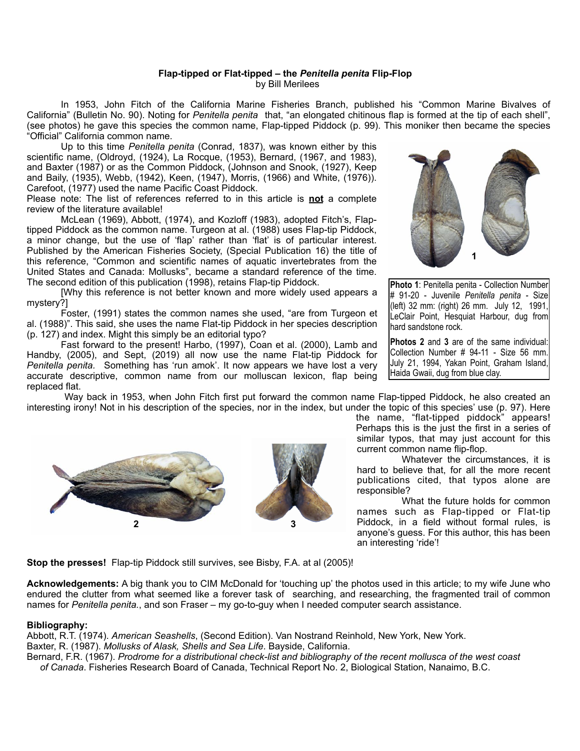**Flap-tipped or Flat-tipped – the *Penitella penita* Flip-Flop**
by Bill Merilees

In 1953, John Fitch of the California Marine Fisheries Branch, published his "Common Marine Bivalves of California" (Bulletin No. 90). Noting for *Penitella penita* that, "an elongated chitinous flap is formed at the tip of each shell", (see photos) he gave this species the common name, Flap-tipped Piddock (p. 99). This moniker then became the species "Official" California common name.

Up to this time *Penitella penita* (Conrad, 1837), was known either by this scientific name, (Oldroyd, (1924), La Rocque, (1953), Bernard, (1967, and 1983), and Baxter (1987) or as the Common Piddock, (Johnson and Snook, (1927), Keep and Baily, (1935), Webb, (1942), Keen, (1947), Morris, (1966) and White, (1976)). Carefoot, (1977) used the name Pacific Coast Piddock.

Please note: The list of references referred to in this article is **not** a complete review of the literature available!

McLean (1969), Abbott, (1974), and Kozloff (1983), adopted Fitch's, Flap-tipped Piddock as the common name. Turgeon at al. (1988) uses Flap-tip Piddock, a minor change, but the use of 'flap' rather than 'flat' is of particular interest. Published by the American Fisheries Society, (Special Publication 16) the title of this reference, "Common and scientific names of aquatic invertebrates from the United States and Canada: Mollusks", became a standard reference of the time. The second edition of this publication (1998), retains Flap-tip Piddock.

[Why this reference is not better known and more widely used appears a mystery?]

Foster, (1991) states the common names she used, "are from Turgeon et al. (1988)". This said, she uses the name Flat-tip Piddock in her species description (p. 127) and index. Might this simply be an editorial typo?

Fast forward to the present! Harbo, (1997), Coan et al. (2000), Lamb and Handby, (2005), and Sept, (2019) all now use the name Flat-tip Piddock for *Penitella penita*. Something has 'run amok'. It now appears we have lost a very accurate descriptive, common name from our molluscan lexicon, flap being replaced flat.

**Photo 1**: Penitella penita - Collection Number # 91-20 - Juvenile *Penitella penita* - Size (left) 32 mm: (right) 26 mm. July 12, 1991, LeClair Point, Hesquiat Harbour, dug from hard sandstone rock.

**Photos 2** and **3** are of the same individual: Collection Number # 94-11 - Size 56 mm. July 21, 1994, Yakan Point, Graham Island, Haida Gwaii, dug from blue clay.

Way back in 1953, when John Fitch first put forward the common name Flap-tipped Piddock, he also created an interesting irony! Not in his description of the species, nor in the index, but under the topic of this species' use (p. 97). Here the name, "flat-tipped piddock" appears! Perhaps this is the just the first in a series of similar typos, that may just account for this current common name flip-flop.

Whatever the circumstances, it is hard to believe that, for all the more recent publications cited, that typos alone are responsible?

What the future holds for common names such as Flap-tipped or Flat-tip Piddock, in a field without formal rules, is anyone's guess. For this author, this has been an interesting 'ride'!

**Stop the presses!** Flap-tip Piddock still survives, see Bisby, F.A. at al (2005)!

**Acknowledgements:** A big thank you to CIM McDonald for 'touching up' the photos used in this article; to my wife June who endured the clutter from what seemed like a forever task of searching, and researching, the fragmented trail of common names for *Penitella penita*., and son Fraser – my go-to-guy when I needed computer search assistance.

**Bibliography:**

Abbott, R.T. (1974). *American Seashells*, (Second Edition). Van Nostrand Reinhold, New York, New York.

Baxter, R. (1987). *Mollusks of Alask, Shells and Sea Life*. Bayside, California.

Bernard, F.R. (1967). *Prodrome for a distributional check-list and bibliography of the recent mollusca of the west coast of Canada*. Fisheries Research Board of Canada, Technical Report No. 2, Biological Station, Nanaimo, B.C.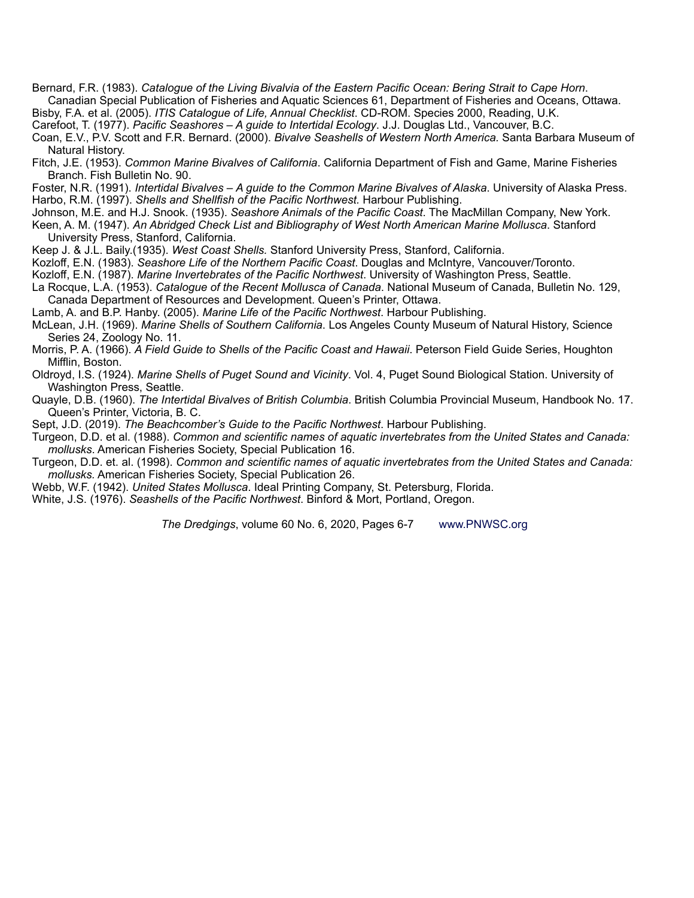Bernard, F.R. (1983). *Catalogue of the Living Bivalvia of the Eastern Pacific Ocean: Bering Strait to Cape Horn*. Canadian Special Publication of Fisheries and Aquatic Sciences 61, Department of Fisheries and Oceans, Ottawa.

Bisby, F.A. et al. (2005). *ITIS Catalogue of Life, Annual Checklist*. CD-ROM. Species 2000, Reading, U.K.

Carefoot, T. (1977). *Pacific Seashores – A guide to Intertidal Ecology*. J.J. Douglas Ltd., Vancouver, B.C.

Coan, E.V., P.V. Scott and F.R. Bernard. (2000). *Bivalve Seashells of Western North America.* Santa Barbara Museum of Natural History.

Fitch, J.E. (1953). *Common Marine Bivalves of California*. California Department of Fish and Game, Marine Fisheries Branch. Fish Bulletin No. 90.

Foster, N.R. (1991). *Intertidal Bivalves – A guide to the Common Marine Bivalves of Alaska*. University of Alaska Press.

Harbo, R.M. (1997). *Shells and Shellfish of the Pacific Northwest.* Harbour Publishing.

Johnson, M.E. and H.J. Snook. (1935). *Seashore Animals of the Pacific Coast*. The MacMillan Company, New York.

Keen, A. M. (1947). *An Abridged Check List and Bibliography of West North American Marine Mollusca*. Stanford University Press, Stanford, California.

Keep J. & J.L. Baily.(1935). *West Coast Shells.* Stanford University Press, Stanford, California.

Kozloff, E.N. (1983). *Seashore Life of the Northern Pacific Coast*. Douglas and McIntyre, Vancouver/Toronto.

Kozloff, E.N. (1987). *Marine Invertebrates of the Pacific Northwest*. University of Washington Press, Seattle.

La Rocque, L.A. (1953). *Catalogue of the Recent Mollusca of Canada*. National Museum of Canada, Bulletin No. 129, Canada Department of Resources and Development. Queen's Printer, Ottawa.

Lamb, A. and B.P. Hanby. (2005). *Marine Life of the Pacific Northwest*. Harbour Publishing.

McLean, J.H. (1969). *Marine Shells of Southern California*. Los Angeles County Museum of Natural History, Science Series 24, Zoology No. 11.

Morris, P. A. (1966). *A Field Guide to Shells of the Pacific Coast and Hawaii*. Peterson Field Guide Series, Houghton Mifflin, Boston.

Oldroyd, I.S. (1924). *Marine Shells of Puget Sound and Vicinity*. Vol. 4, Puget Sound Biological Station. University of Washington Press, Seattle.

Quayle, D.B. (1960). *The Intertidal Bivalves of British Columbia*. British Columbia Provincial Museum, Handbook No. 17. Queen's Printer, Victoria, B. C.

Sept, J.D. (2019). *The Beachcomber's Guide to the Pacific Northwest*. Harbour Publishing.

Turgeon, D.D. et al. (1988). *Common and scientific names of aquatic invertebrates from the United States and Canada: mollusks*. American Fisheries Society, Special Publication 16.

Turgeon, D.D. et. al. (1998). *Common and scientific names of aquatic invertebrates from the United States and Canada: mollusks.* American Fisheries Society, Special Publication 26.

Webb, W.F. (1942). *United States Mollusca*. Ideal Printing Company, St. Petersburg, Florida.

White, J.S. (1976). *Seashells of the Pacific Northwest*. Binford & Mort, Portland, Oregon.